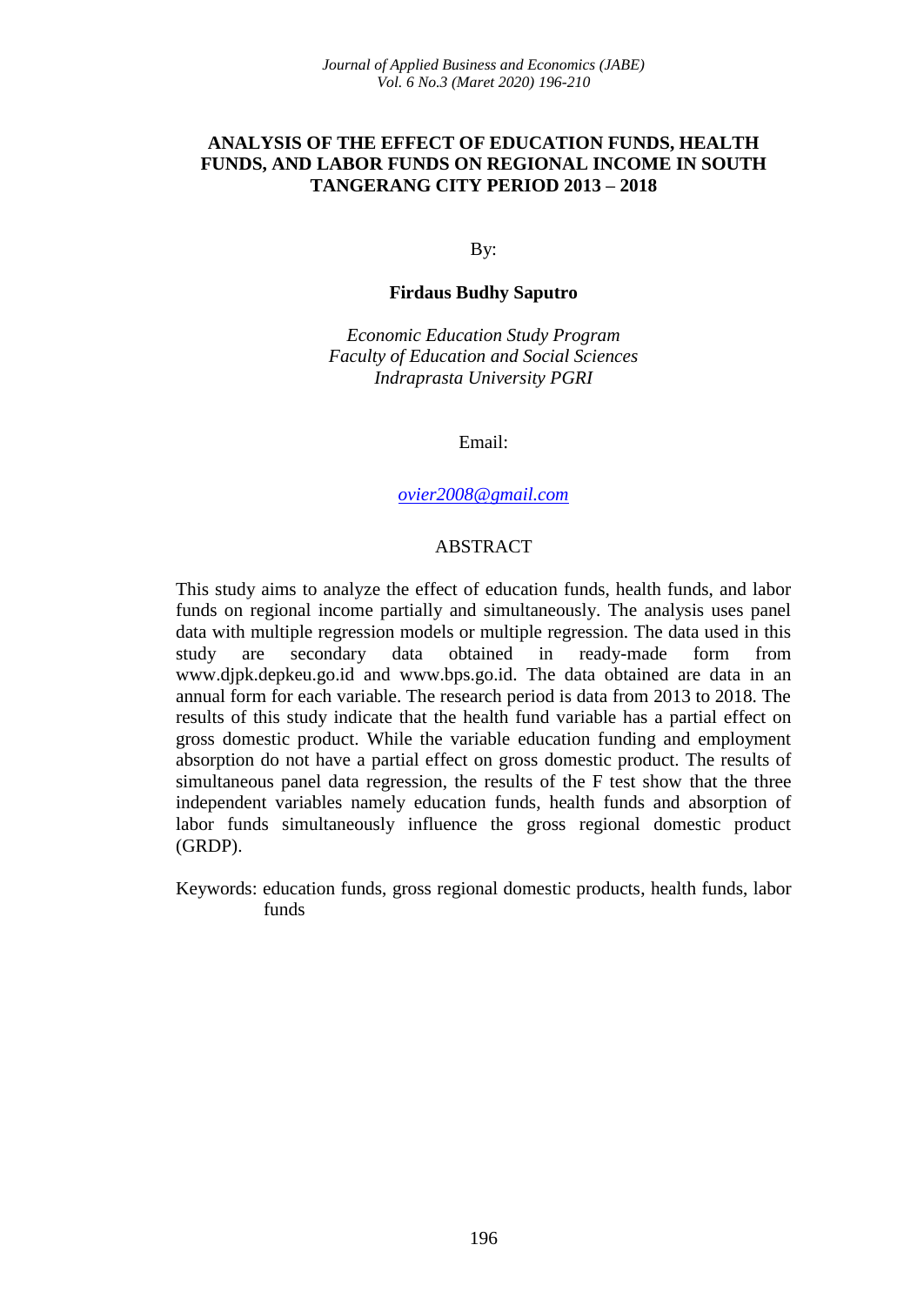# ANALYSIS OF THE EFFECT OF EDUCATION FUNDS, HEALTH FUNDS, AND LABOR FUNDS ON REGIONAL INCOME IN SOUTH TANGERANG CITY PERIOD 2013 – 2018

By:

**Firdaus Budhy Saputro**

*Economic Education Study Program*
*Faculty of Education and Social Sciences*
*Indraprasta University PGRI*

Email:

ovier2008@gmail.com

## ABSTRACT

This study aims to analyze the effect of education funds, health funds, and labor funds on regional income partially and simultaneously. The analysis uses panel data with multiple regression models or multiple regression. The data used in this study are secondary data obtained in ready-made form from www.djpk.depkeu.go.id and www.bps.go.id. The data obtained are data in an annual form for each variable. The research period is data from 2013 to 2018. The results of this study indicate that the health fund variable has a partial effect on gross domestic product. While the variable education funding and employment absorption do not have a partial effect on gross domestic product. The results of simultaneous panel data regression, the results of the F test show that the three independent variables namely education funds, health funds and absorption of labor funds simultaneously influence the gross regional domestic product (GRDP).

Keywords: education funds, gross regional domestic products, health funds, labor funds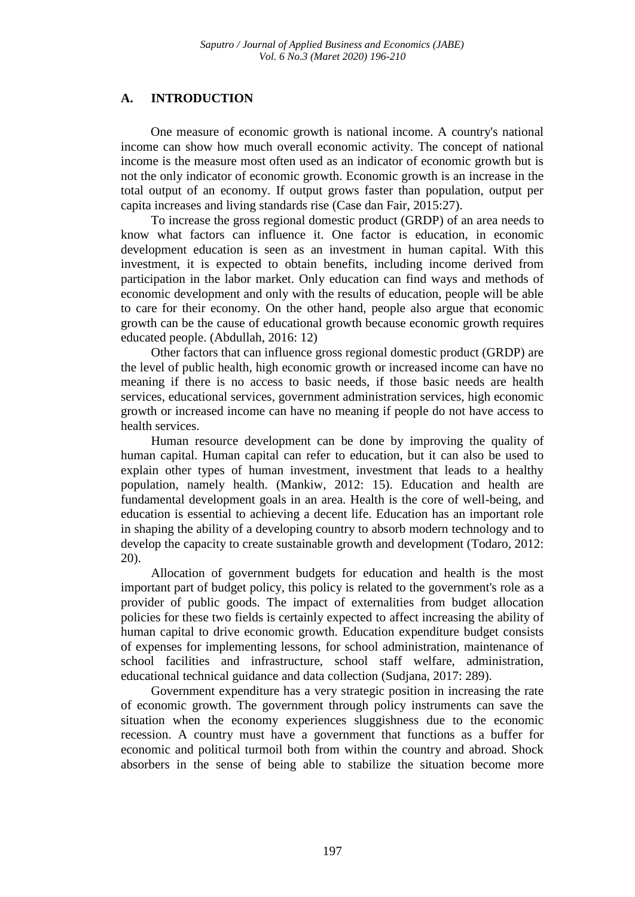## A. INTRODUCTION

One measure of economic growth is national income. A country's national income can show how much overall economic activity. The concept of national income is the measure most often used as an indicator of economic growth but is not the only indicator of economic growth. Economic growth is an increase in the total output of an economy. If output grows faster than population, output per capita increases and living standards rise (Case dan Fair, 2015:27).

To increase the gross regional domestic product (GRDP) of an area needs to know what factors can influence it. One factor is education, in economic development education is seen as an investment in human capital. With this investment, it is expected to obtain benefits, including income derived from participation in the labor market. Only education can find ways and methods of economic development and only with the results of education, people will be able to care for their economy. On the other hand, people also argue that economic growth can be the cause of educational growth because economic growth requires educated people. (Abdullah, 2016: 12)

Other factors that can influence gross regional domestic product (GRDP) are the level of public health, high economic growth or increased income can have no meaning if there is no access to basic needs, if those basic needs are health services, educational services, government administration services, high economic growth or increased income can have no meaning if people do not have access to health services.

Human resource development can be done by improving the quality of human capital. Human capital can refer to education, but it can also be used to explain other types of human investment, investment that leads to a healthy population, namely health. (Mankiw, 2012: 15). Education and health are fundamental development goals in an area. Health is the core of well-being, and education is essential to achieving a decent life. Education has an important role in shaping the ability of a developing country to absorb modern technology and to develop the capacity to create sustainable growth and development (Todaro, 2012: 20).

Allocation of government budgets for education and health is the most important part of budget policy, this policy is related to the government's role as a provider of public goods. The impact of externalities from budget allocation policies for these two fields is certainly expected to affect increasing the ability of human capital to drive economic growth. Education expenditure budget consists of expenses for implementing lessons, for school administration, maintenance of school facilities and infrastructure, school staff welfare, administration, educational technical guidance and data collection (Sudjana, 2017: 289).

Government expenditure has a very strategic position in increasing the rate of economic growth. The government through policy instruments can save the situation when the economy experiences sluggishness due to the economic recession. A country must have a government that functions as a buffer for economic and political turmoil both from within the country and abroad. Shock absorbers in the sense of being able to stabilize the situation become more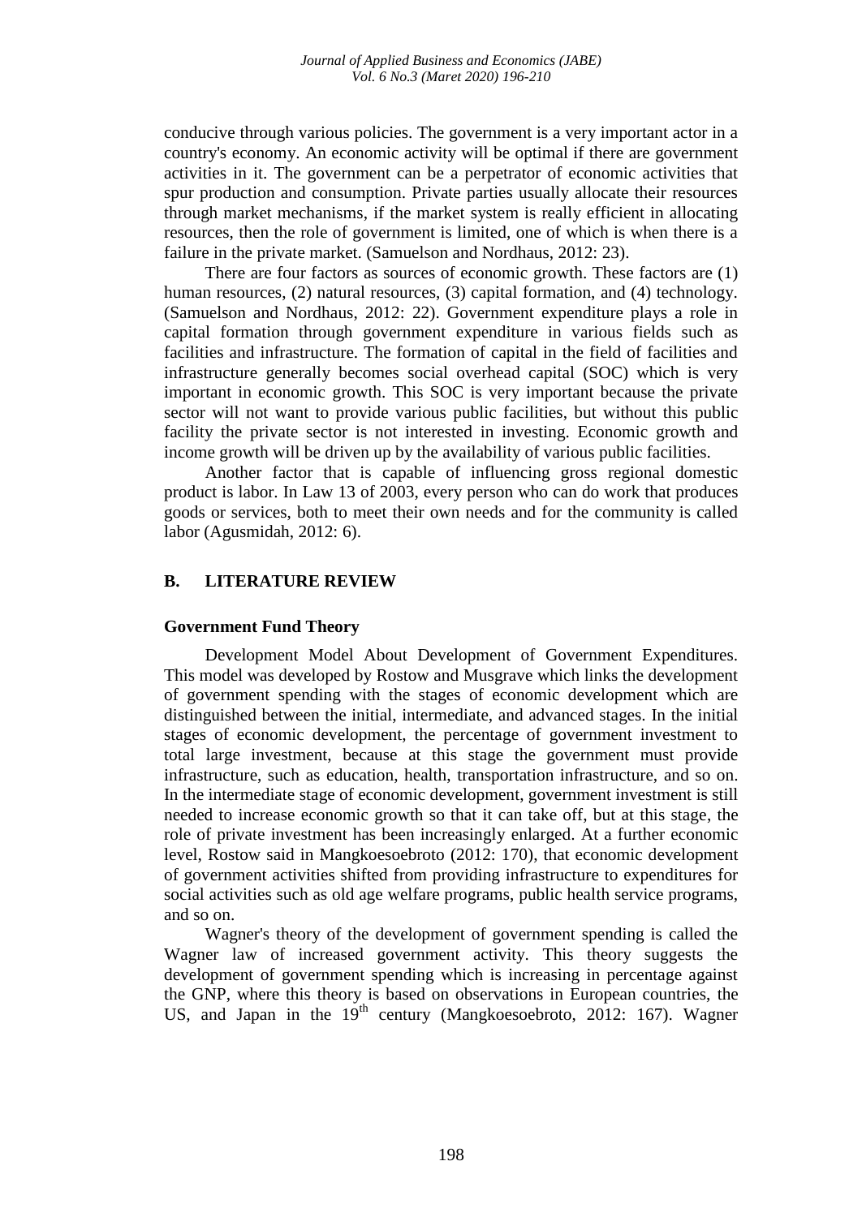conducive through various policies. The government is a very important actor in a country's economy. An economic activity will be optimal if there are government activities in it. The government can be a perpetrator of economic activities that spur production and consumption. Private parties usually allocate their resources through market mechanisms, if the market system is really efficient in allocating resources, then the role of government is limited, one of which is when there is a failure in the private market. (Samuelson and Nordhaus, 2012: 23).

There are four factors as sources of economic growth. These factors are (1) human resources, (2) natural resources, (3) capital formation, and (4) technology. (Samuelson and Nordhaus, 2012: 22). Government expenditure plays a role in capital formation through government expenditure in various fields such as facilities and infrastructure. The formation of capital in the field of facilities and infrastructure generally becomes social overhead capital (SOC) which is very important in economic growth. This SOC is very important because the private sector will not want to provide various public facilities, but without this public facility the private sector is not interested in investing. Economic growth and income growth will be driven up by the availability of various public facilities.

Another factor that is capable of influencing gross regional domestic product is labor. In Law 13 of 2003, every person who can do work that produces goods or services, both to meet their own needs and for the community is called labor (Agusmidah, 2012: 6).

## B. LITERATURE REVIEW

### Government Fund Theory

Development Model About Development of Government Expenditures. This model was developed by Rostow and Musgrave which links the development of government spending with the stages of economic development which are distinguished between the initial, intermediate, and advanced stages. In the initial stages of economic development, the percentage of government investment to total large investment, because at this stage the government must provide infrastructure, such as education, health, transportation infrastructure, and so on. In the intermediate stage of economic development, government investment is still needed to increase economic growth so that it can take off, but at this stage, the role of private investment has been increasingly enlarged. At a further economic level, Rostow said in Mangkoesoebroto (2012: 170), that economic development of government activities shifted from providing infrastructure to expenditures for social activities such as old age welfare programs, public health service programs, and so on.

Wagner's theory of the development of government spending is called the Wagner law of increased government activity. This theory suggests the development of government spending which is increasing in percentage against the GNP, where this theory is based on observations in European countries, the US, and Japan in the 19th century (Mangkoesoebroto, 2012: 167). Wagner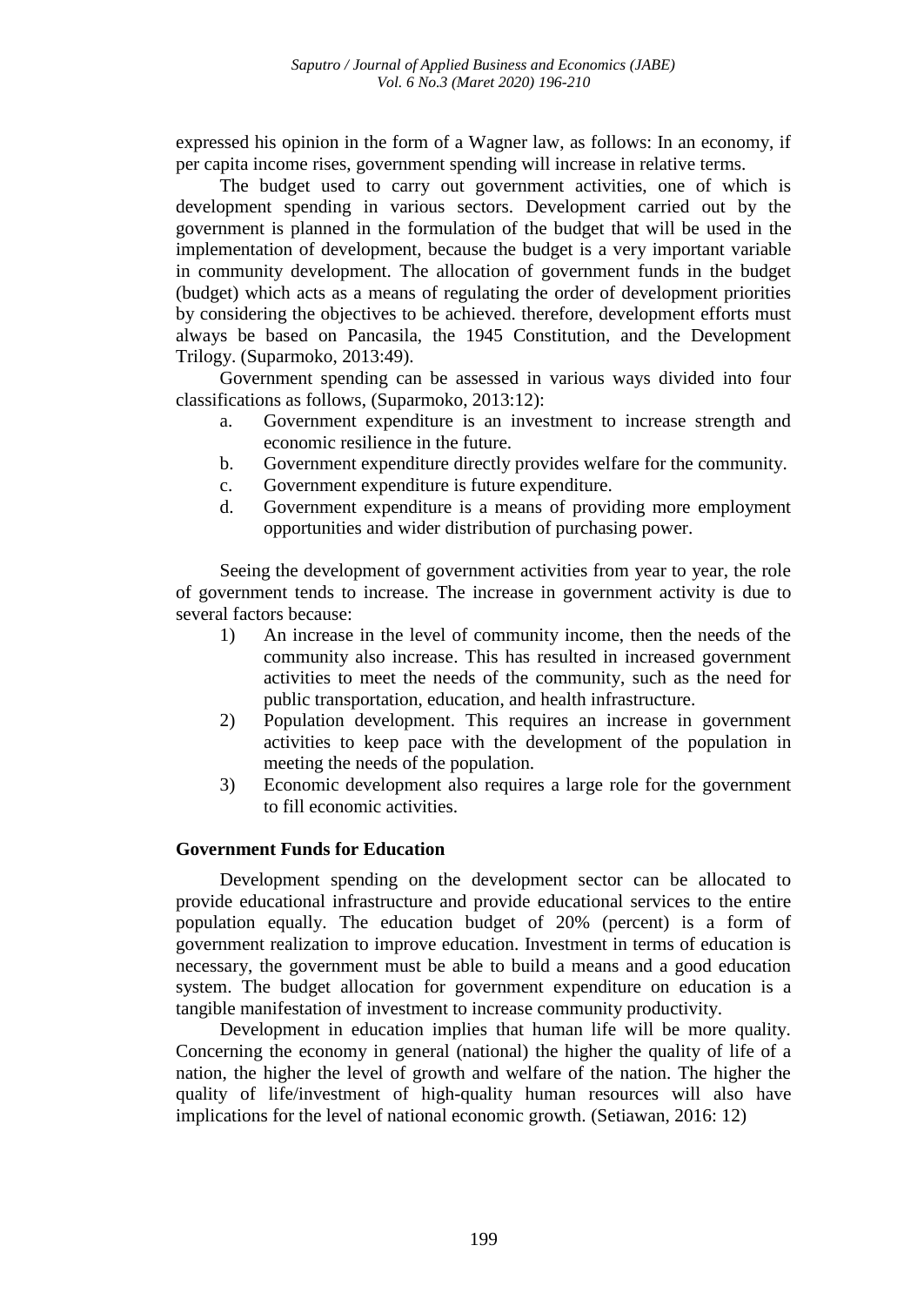expressed his opinion in the form of a Wagner law, as follows: In an economy, if per capita income rises, government spending will increase in relative terms.

The budget used to carry out government activities, one of which is development spending in various sectors. Development carried out by the government is planned in the formulation of the budget that will be used in the implementation of development, because the budget is a very important variable in community development. The allocation of government funds in the budget (budget) which acts as a means of regulating the order of development priorities by considering the objectives to be achieved. therefore, development efforts must always be based on Pancasila, the 1945 Constitution, and the Development Trilogy. (Suparmoko, 2013:49).

Government spending can be assessed in various ways divided into four classifications as follows, (Suparmoko, 2013:12):

a. Government expenditure is an investment to increase strength and economic resilience in the future.
b. Government expenditure directly provides welfare for the community.
c. Government expenditure is future expenditure.
d. Government expenditure is a means of providing more employment opportunities and wider distribution of purchasing power.

Seeing the development of government activities from year to year, the role of government tends to increase. The increase in government activity is due to several factors because:

1) An increase in the level of community income, then the needs of the community also increase. This has resulted in increased government activities to meet the needs of the community, such as the need for public transportation, education, and health infrastructure.
2) Population development. This requires an increase in government activities to keep pace with the development of the population in meeting the needs of the population.
3) Economic development also requires a large role for the government to fill economic activities.

**Government Funds for Education**

Development spending on the development sector can be allocated to provide educational infrastructure and provide educational services to the entire population equally. The education budget of 20% (percent) is a form of government realization to improve education. Investment in terms of education is necessary, the government must be able to build a means and a good education system. The budget allocation for government expenditure on education is a tangible manifestation of investment to increase community productivity.

Development in education implies that human life will be more quality. Concerning the economy in general (national) the higher the quality of life of a nation, the higher the level of growth and welfare of the nation. The higher the quality of life/investment of high-quality human resources will also have implications for the level of national economic growth. (Setiawan, 2016: 12)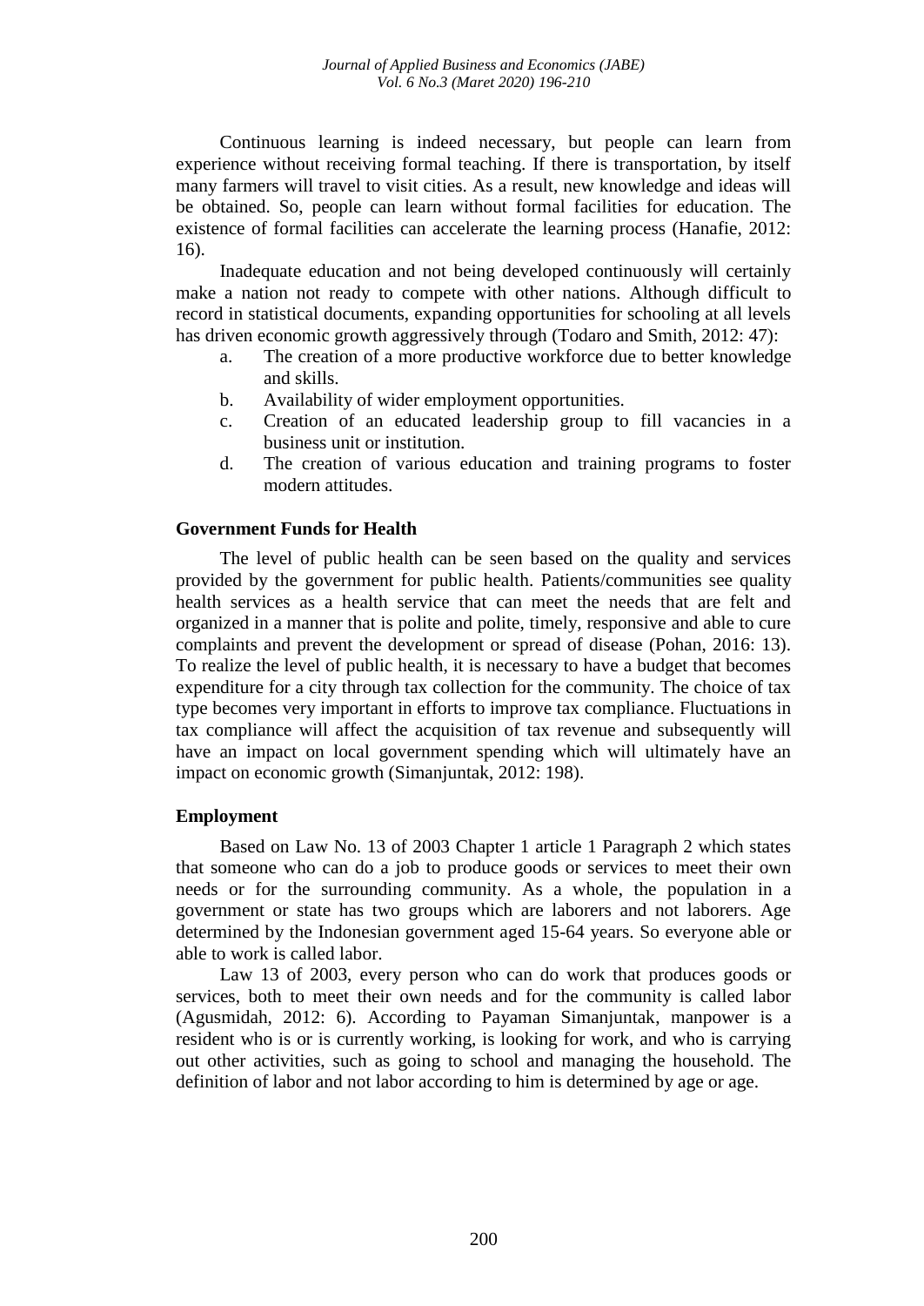Continuous learning is indeed necessary, but people can learn from experience without receiving formal teaching. If there is transportation, by itself many farmers will travel to visit cities. As a result, new knowledge and ideas will be obtained. So, people can learn without formal facilities for education. The existence of formal facilities can accelerate the learning process (Hanafie, 2012: 16).

Inadequate education and not being developed continuously will certainly make a nation not ready to compete with other nations. Although difficult to record in statistical documents, expanding opportunities for schooling at all levels has driven economic growth aggressively through (Todaro and Smith, 2012: 47):

a. The creation of a more productive workforce due to better knowledge and skills.
b. Availability of wider employment opportunities.
c. Creation of an educated leadership group to fill vacancies in a business unit or institution.
d. The creation of various education and training programs to foster modern attitudes.

**Government Funds for Health**

The level of public health can be seen based on the quality and services provided by the government for public health. Patients/communities see quality health services as a health service that can meet the needs that are felt and organized in a manner that is polite and polite, timely, responsive and able to cure complaints and prevent the development or spread of disease (Pohan, 2016: 13). To realize the level of public health, it is necessary to have a budget that becomes expenditure for a city through tax collection for the community. The choice of tax type becomes very important in efforts to improve tax compliance. Fluctuations in tax compliance will affect the acquisition of tax revenue and subsequently will have an impact on local government spending which will ultimately have an impact on economic growth (Simanjuntak, 2012: 198).

**Employment**

Based on Law No. 13 of 2003 Chapter 1 article 1 Paragraph 2 which states that someone who can do a job to produce goods or services to meet their own needs or for the surrounding community. As a whole, the population in a government or state has two groups which are laborers and not laborers. Age determined by the Indonesian government aged 15-64 years. So everyone able or able to work is called labor.

Law 13 of 2003, every person who can do work that produces goods or services, both to meet their own needs and for the community is called labor (Agusmidah, 2012: 6). According to Payaman Simanjuntak, manpower is a resident who is or is currently working, is looking for work, and who is carrying out other activities, such as going to school and managing the household. The definition of labor and not labor according to him is determined by age or age.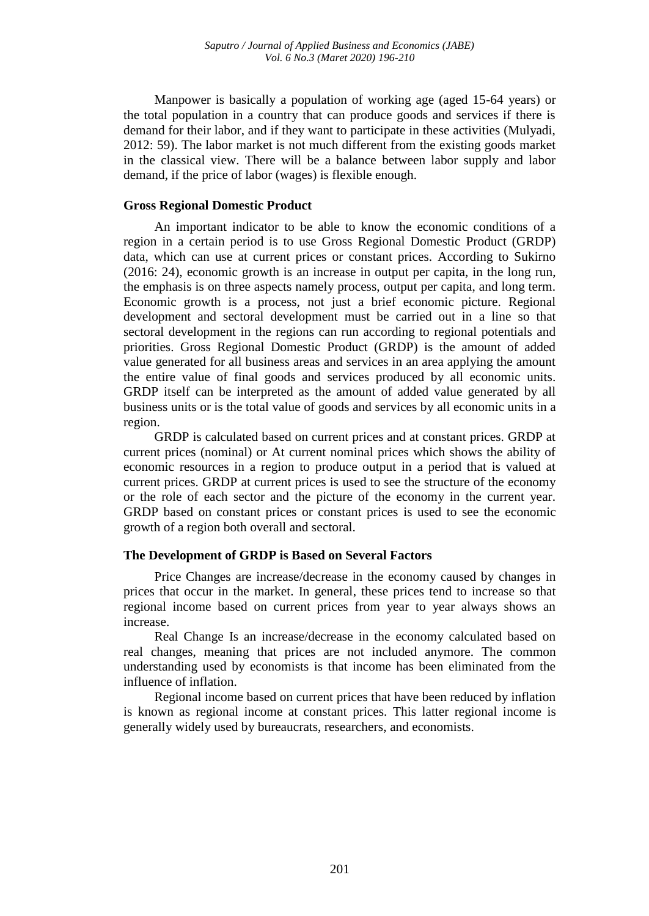Manpower is basically a population of working age (aged 15-64 years) or the total population in a country that can produce goods and services if there is demand for their labor, and if they want to participate in these activities (Mulyadi, 2012: 59). The labor market is not much different from the existing goods market in the classical view. There will be a balance between labor supply and labor demand, if the price of labor (wages) is flexible enough.

### Gross Regional Domestic Product

An important indicator to be able to know the economic conditions of a region in a certain period is to use Gross Regional Domestic Product (GRDP) data, which can use at current prices or constant prices. According to Sukirno (2016: 24), economic growth is an increase in output per capita, in the long run, the emphasis is on three aspects namely process, output per capita, and long term. Economic growth is a process, not just a brief economic picture. Regional development and sectoral development must be carried out in a line so that sectoral development in the regions can run according to regional potentials and priorities. Gross Regional Domestic Product (GRDP) is the amount of added value generated for all business areas and services in an area applying the amount the entire value of final goods and services produced by all economic units. GRDP itself can be interpreted as the amount of added value generated by all business units or is the total value of goods and services by all economic units in a region.

GRDP is calculated based on current prices and at constant prices. GRDP at current prices (nominal) or At current nominal prices which shows the ability of economic resources in a region to produce output in a period that is valued at current prices. GRDP at current prices is used to see the structure of the economy or the role of each sector and the picture of the economy in the current year. GRDP based on constant prices or constant prices is used to see the economic growth of a region both overall and sectoral.

### The Development of GRDP is Based on Several Factors

Price Changes are increase/decrease in the economy caused by changes in prices that occur in the market. In general, these prices tend to increase so that regional income based on current prices from year to year always shows an increase.

Real Change Is an increase/decrease in the economy calculated based on real changes, meaning that prices are not included anymore. The common understanding used by economists is that income has been eliminated from the influence of inflation.

Regional income based on current prices that have been reduced by inflation is known as regional income at constant prices. This latter regional income is generally widely used by bureaucrats, researchers, and economists.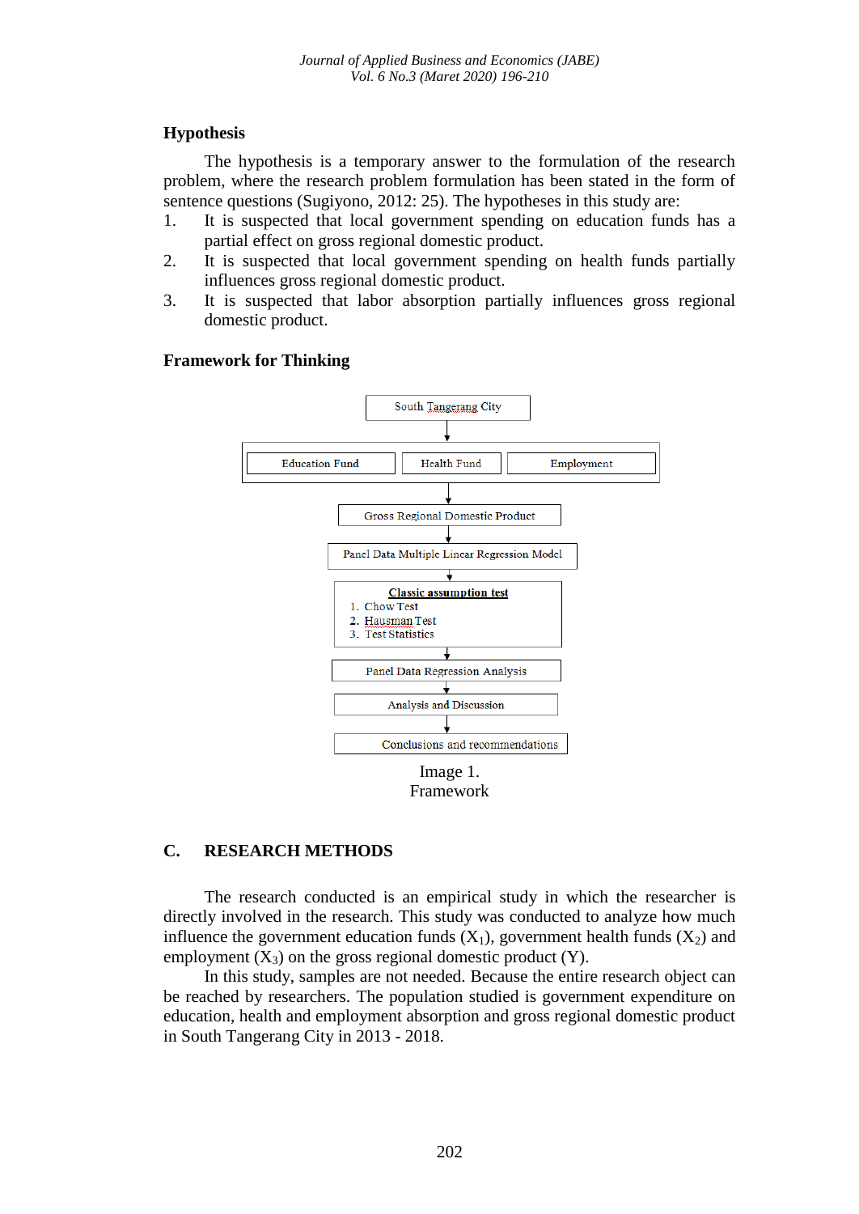### Hypothesis

The hypothesis is a temporary answer to the formulation of the research problem, where the research problem formulation has been stated in the form of sentence questions (Sugiyono, 2012: 25). The hypotheses in this study are:

1. It is suspected that local government spending on education funds has a partial effect on gross regional domestic product.
2. It is suspected that local government spending on health funds partially influences gross regional domestic product.
3. It is suspected that labor absorption partially influences gross regional domestic product.

### Framework for Thinking

South Tangerang City

↓

Education Fund | Health Fund | Employment

↓

Gross Regional Domestic Product

↓

Panel Data Multiple Linear Regression Model

↓

**Classic assumption test**
1. Chow Test
2. Hausman Test
3. Test Statistics

↓

Panel Data Regression Analysis

↓

Analysis and Discussion

↓

Conclusions and recommendations

Image 1.
Framework

## C. RESEARCH METHODS

The research conducted is an empirical study in which the researcher is directly involved in the research. This study was conducted to analyze how much influence the government education funds ($X_1$), government health funds ($X_2$) and employment ($X_3$) on the gross regional domestic product (Y).

In this study, samples are not needed. Because the entire research object can be reached by researchers. The population studied is government expenditure on education, health and employment absorption and gross regional domestic product in South Tangerang City in 2013 - 2018.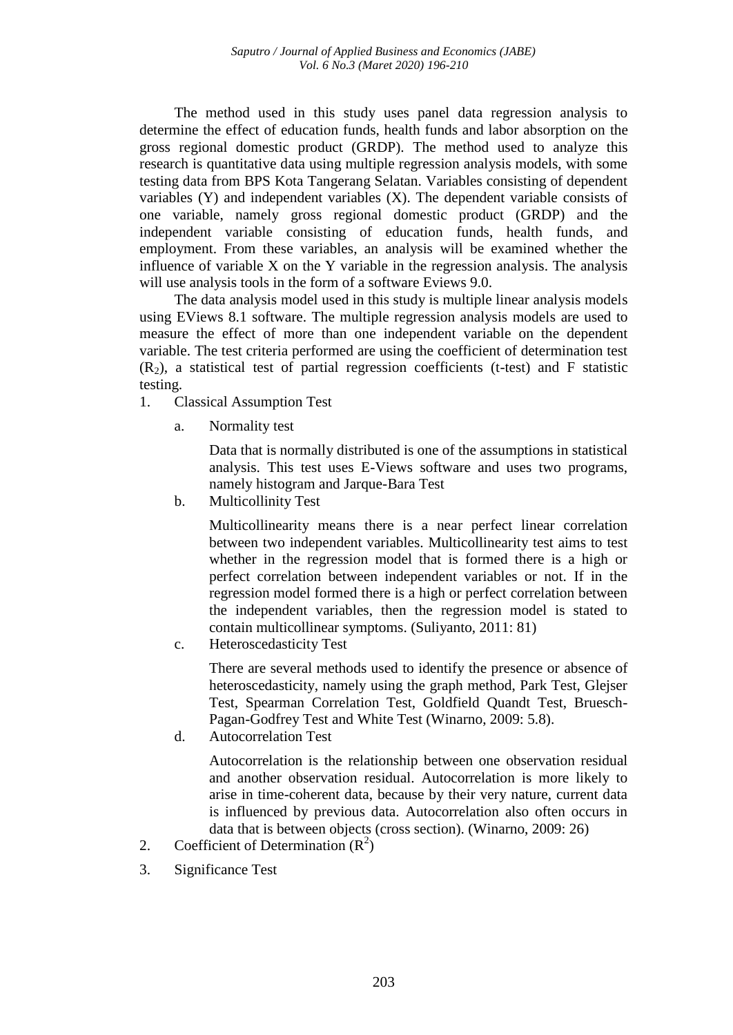The method used in this study uses panel data regression analysis to determine the effect of education funds, health funds and labor absorption on the gross regional domestic product (GRDP). The method used to analyze this research is quantitative data using multiple regression analysis models, with some testing data from BPS Kota Tangerang Selatan. Variables consisting of dependent variables (Y) and independent variables (X). The dependent variable consists of one variable, namely gross regional domestic product (GRDP) and the independent variable consisting of education funds, health funds, and employment. From these variables, an analysis will be examined whether the influence of variable X on the Y variable in the regression analysis. The analysis will use analysis tools in the form of a software Eviews 9.0.

The data analysis model used in this study is multiple linear analysis models using EViews 8.1 software. The multiple regression analysis models are used to measure the effect of more than one independent variable on the dependent variable. The test criteria performed are using the coefficient of determination test ($R_2$), a statistical test of partial regression coefficients (t-test) and F statistic testing.

1. Classical Assumption Test
   a. Normality test

      Data that is normally distributed is one of the assumptions in statistical analysis. This test uses E-Views software and uses two programs, namely histogram and Jarque-Bara Test

   b. Multicollinity Test

      Multicollinearity means there is a near perfect linear correlation between two independent variables. Multicollinearity test aims to test whether in the regression model that is formed there is a high or perfect correlation between independent variables or not. If in the regression model formed there is a high or perfect correlation between the independent variables, then the regression model is stated to contain multicollinear symptoms. (Suliyanto, 2011: 81)

   c. Heteroscedasticity Test

      There are several methods used to identify the presence or absence of heteroscedasticity, namely using the graph method, Park Test, Glejser Test, Spearman Correlation Test, Goldfield Quandt Test, Bruesch-Pagan-Godfrey Test and White Test (Winarno, 2009: 5.8).

   d. Autocorrelation Test

      Autocorrelation is the relationship between one observation residual and another observation residual. Autocorrelation is more likely to arise in time-coherent data, because by their very nature, current data is influenced by previous data. Autocorrelation also often occurs in data that is between objects (cross section). (Winarno, 2009: 26)

2. Coefficient of Determination ($R^2$)
3. Significance Test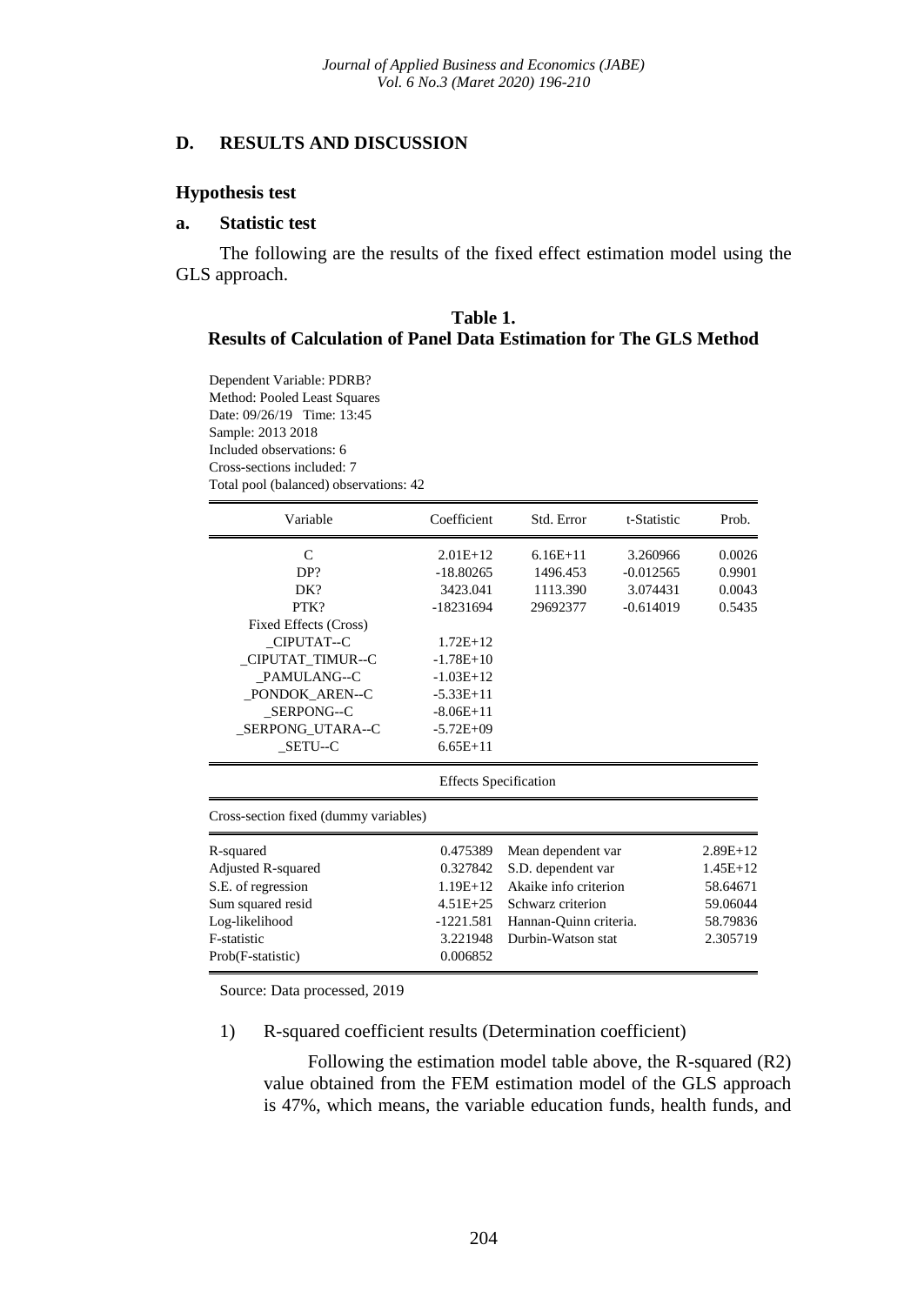## D. RESULTS AND DISCUSSION

### Hypothesis test

#### a. Statistic test

The following are the results of the fixed effect estimation model using the GLS approach.

**Table 1.**
**Results of Calculation of Panel Data Estimation for The GLS Method**

Dependent Variable: PDRB?
Method: Pooled Least Squares
Date: 09/26/19 Time: 13:45
Sample: 2013 2018
Included observations: 6
Cross-sections included: 7
Total pool (balanced) observations: 42

| Variable | Coefficient | Std. Error | t-Statistic | Prob. |
|---|---|---|---|---|
| C | 2.01E+12 | 6.16E+11 | 3.260966 | 0.0026 |
| DP? | -18.80265 | 1496.453 | -0.012565 | 0.9901 |
| DK? | 3423.041 | 1113.390 | 3.074431 | 0.0043 |
| PTK? | -18231694 | 29692377 | -0.614019 | 0.5435 |
| Fixed Effects (Cross) | | | | |
| _CIPUTAT--C | 1.72E+12 | | | |
| _CIPUTAT_TIMUR--C | -1.78E+10 | | | |
| _PAMULANG--C | -1.03E+12 | | | |
| _PONDOK_AREN--C | -5.33E+11 | | | |
| _SERPONG--C | -8.06E+11 | | | |
| _SERPONG_UTARA--C | -5.72E+09 | | | |
| _SETU--C | 6.65E+11 | | | |

Effects Specification

Cross-section fixed (dummy variables)

| | | | |
|---|---|---|---|
| R-squared | 0.475389 | Mean dependent var | 2.89E+12 |
| Adjusted R-squared | 0.327842 | S.D. dependent var | 1.45E+12 |
| S.E. of regression | 1.19E+12 | Akaike info criterion | 58.64671 |
| Sum squared resid | 4.51E+25 | Schwarz criterion | 59.06044 |
| Log-likelihood | -1221.581 | Hannan-Quinn criteria. | 58.79836 |
| F-statistic | 3.221948 | Durbin-Watson stat | 2.305719 |
| Prob(F-statistic) | 0.006852 | | |

Source: Data processed, 2019

1) R-squared coefficient results (Determination coefficient)

Following the estimation model table above, the R-squared ($R^2$) value obtained from the FEM estimation model of the GLS approach is 47%, which means, the variable education funds, health funds, and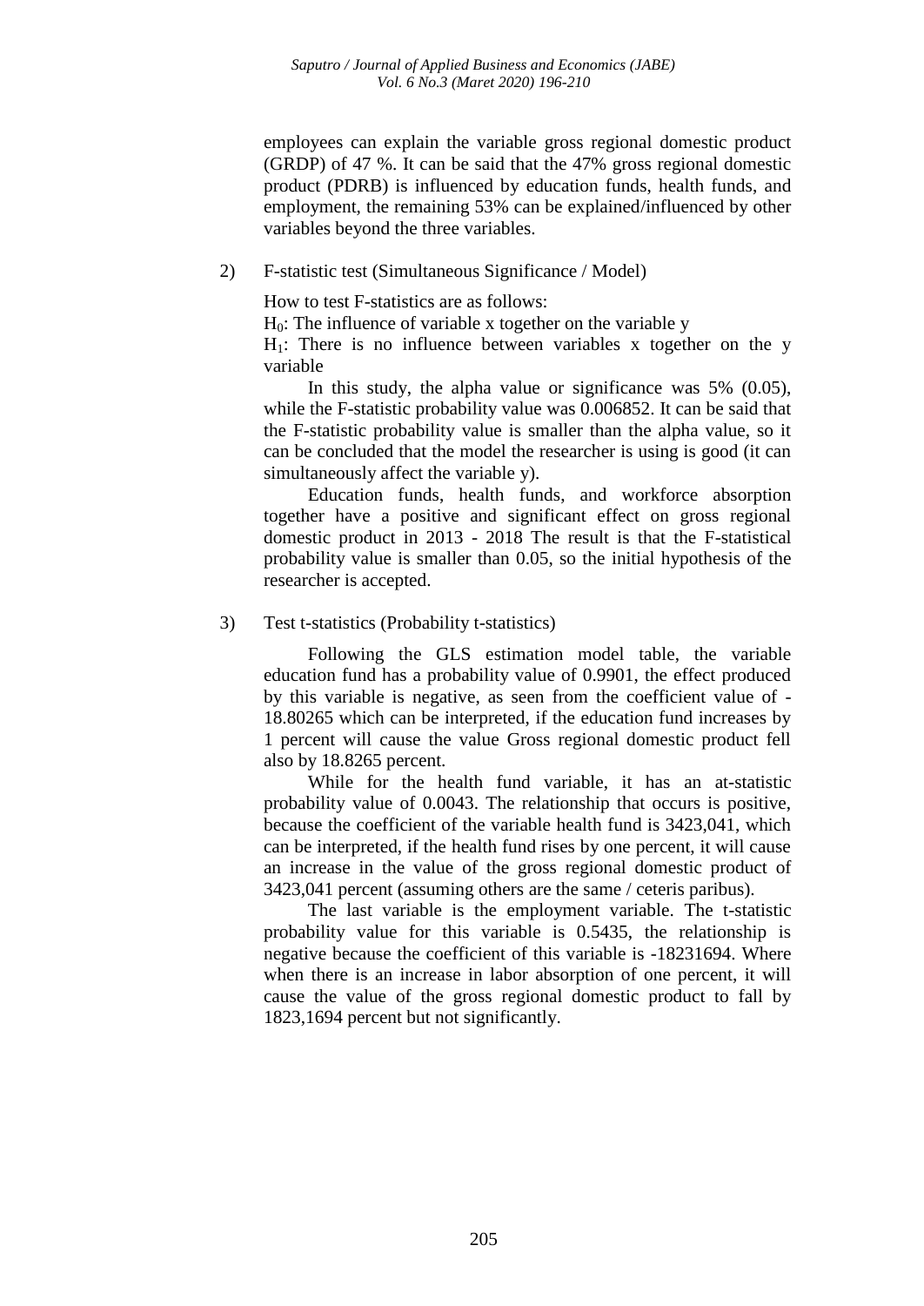employees can explain the variable gross regional domestic product (GRDP) of 47 %. It can be said that the 47% gross regional domestic product (PDRB) is influenced by education funds, health funds, and employment, the remaining 53% can be explained/influenced by other variables beyond the three variables.

2) F-statistic test (Simultaneous Significance / Model)

How to test F-statistics are as follows:
$H_0$: The influence of variable x together on the variable y
$H_1$: There is no influence between variables x together on the y variable

In this study, the alpha value or significance was 5% (0.05), while the F-statistic probability value was 0.006852. It can be said that the F-statistic probability value is smaller than the alpha value, so it can be concluded that the model the researcher is using is good (it can simultaneously affect the variable y).

Education funds, health funds, and workforce absorption together have a positive and significant effect on gross regional domestic product in 2013 - 2018 The result is that the F-statistical probability value is smaller than 0.05, so the initial hypothesis of the researcher is accepted.

3) Test t-statistics (Probability t-statistics)

Following the GLS estimation model table, the variable education fund has a probability value of 0.9901, the effect produced by this variable is negative, as seen from the coefficient value of -18.80265 which can be interpreted, if the education fund increases by 1 percent will cause the value Gross regional domestic product fell also by 18.8265 percent.

While for the health fund variable, it has an at-statistic probability value of 0.0043. The relationship that occurs is positive, because the coefficient of the variable health fund is 3423,041, which can be interpreted, if the health fund rises by one percent, it will cause an increase in the value of the gross regional domestic product of 3423,041 percent (assuming others are the same / ceteris paribus).

The last variable is the employment variable. The t-statistic probability value for this variable is 0.5435, the relationship is negative because the coefficient of this variable is -18231694. Where when there is an increase in labor absorption of one percent, it will cause the value of the gross regional domestic product to fall by 1823,1694 percent but not significantly.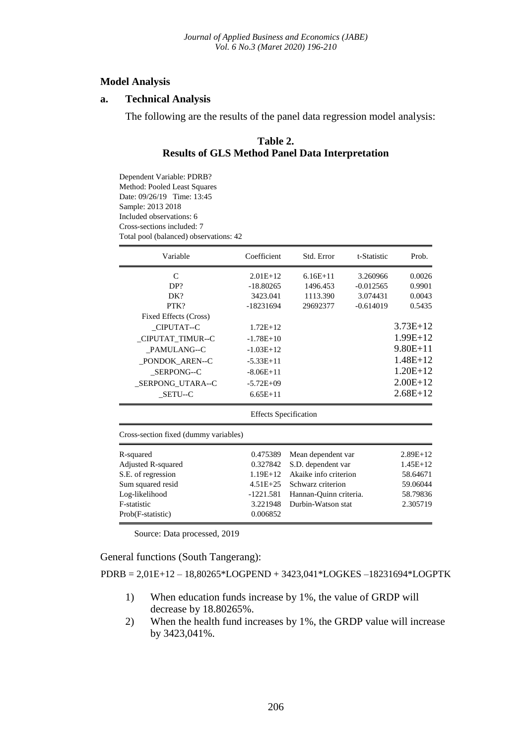## Model Analysis

### a. Technical Analysis

The following are the results of the panel data regression model analysis:

**Table 2.**
**Results of GLS Method Panel Data Interpretation**

Dependent Variable: PDRB?
Method: Pooled Least Squares
Date: 09/26/19 Time: 13:45
Sample: 2013 2018
Included observations: 6
Cross-sections included: 7
Total pool (balanced) observations: 42

| Variable | Coefficient | Std. Error | t-Statistic | Prob. |
|---|---|---|---|---|
| C | 2.01E+12 | 6.16E+11 | 3.260966 | 0.0026 |
| DP? | -18.80265 | 1496.453 | -0.012565 | 0.9901 |
| DK? | 3423.041 | 1113.390 | 3.074431 | 0.0043 |
| PTK? | -18231694 | 29692377 | -0.614019 | 0.5435 |
| Fixed Effects (Cross) | | | | |
| _CIPUTAT--C | 1.72E+12 | | | 3.73E+12 |
| _CIPUTAT_TIMUR--C | -1.78E+10 | | | 1.99E+12 |
| _PAMULANG--C | -1.03E+12 | | | 9.80E+11 |
| _PONDOK_AREN--C | -5.33E+11 | | | 1.48E+12 |
| _SERPONG--C | -8.06E+11 | | | 1.20E+12 |
| _SERPONG_UTARA--C | -5.72E+09 | | | 2.00E+12 |
| _SETU--C | 6.65E+11 | | | 2.68E+12 |

Effects Specification

Cross-section fixed (dummy variables)

| | | | |
|---|---|---|---|
| R-squared | 0.475389 | Mean dependent var | 2.89E+12 |
| Adjusted R-squared | 0.327842 | S.D. dependent var | 1.45E+12 |
| S.E. of regression | 1.19E+12 | Akaike info criterion | 58.64671 |
| Sum squared resid | 4.51E+25 | Schwarz criterion | 59.06044 |
| Log-likelihood | -1221.581 | Hannan-Quinn criteria. | 58.79836 |
| F-statistic | 3.221948 | Durbin-Watson stat | 2.305719 |
| Prob(F-statistic) | 0.006852 | | |

Source: Data processed, 2019

General functions (South Tangerang):

PDRB = 2,01E+12 – 18,80265*LOGPEND + 3423,041*LOGKES –18231694*LOGPTK

1) When education funds increase by 1%, the value of GRDP will decrease by 18.80265%.
2) When the health fund increases by 1%, the GRDP value will increase by 3423,041%.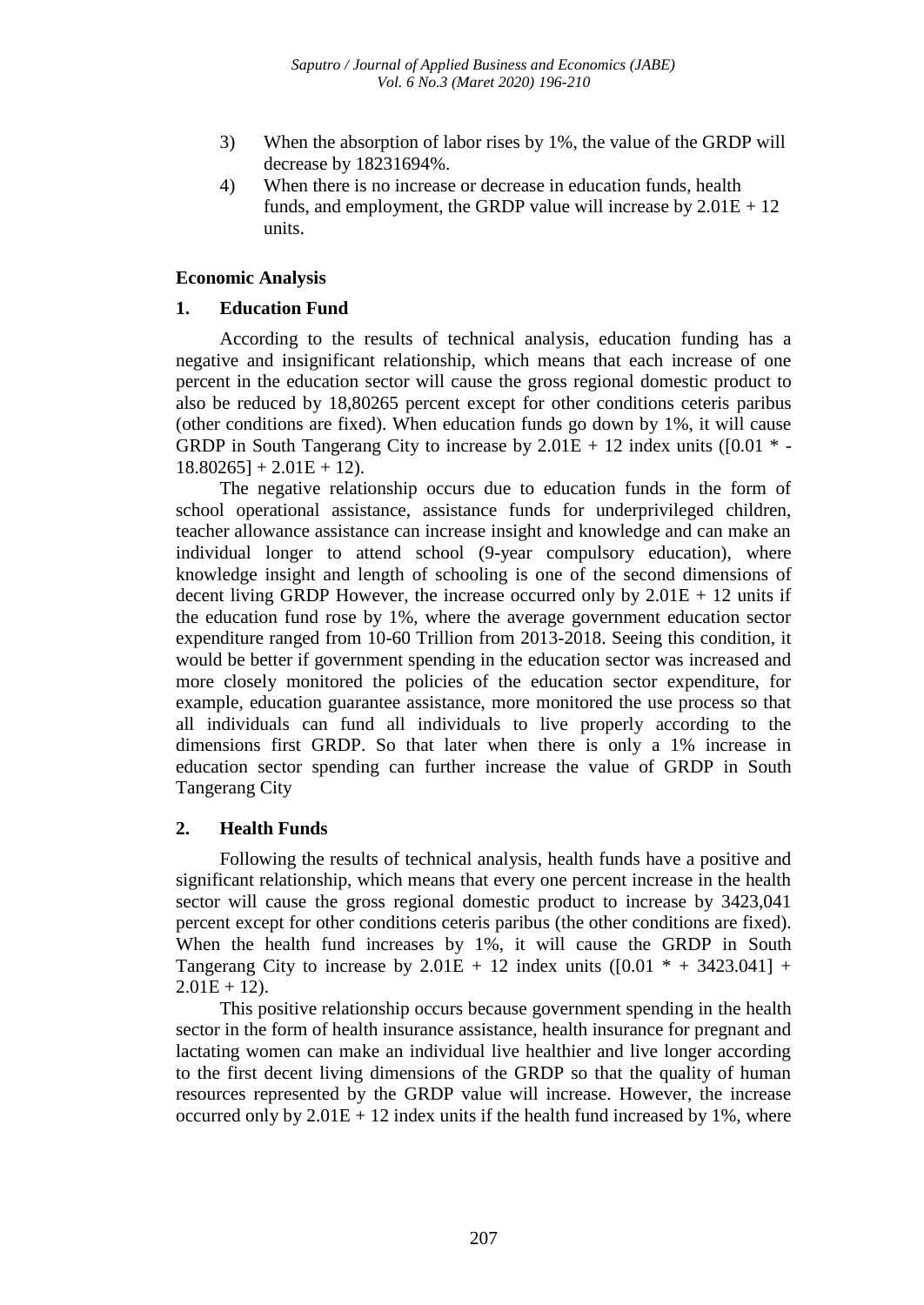3) When the absorption of labor rises by 1%, the value of the GRDP will decrease by 18231694%.
4) When there is no increase or decrease in education funds, health funds, and employment, the GRDP value will increase by 2.01E + 12 units.

**Economic Analysis**

**1. Education Fund**

According to the results of technical analysis, education funding has a negative and insignificant relationship, which means that each increase of one percent in the education sector will cause the gross regional domestic product to also be reduced by 18,80265 percent except for other conditions ceteris paribus (other conditions are fixed). When education funds go down by 1%, it will cause GRDP in South Tangerang City to increase by 2.01E + 12 index units ([0.01 * - 18.80265] + 2.01E + 12).

The negative relationship occurs due to education funds in the form of school operational assistance, assistance funds for underprivileged children, teacher allowance assistance can increase insight and knowledge and can make an individual longer to attend school (9-year compulsory education), where knowledge insight and length of schooling is one of the second dimensions of decent living GRDP However, the increase occurred only by 2.01E + 12 units if the education fund rose by 1%, where the average government education sector expenditure ranged from 10-60 Trillion from 2013-2018. Seeing this condition, it would be better if government spending in the education sector was increased and more closely monitored the policies of the education sector expenditure, for example, education guarantee assistance, more monitored the use process so that all individuals can fund all individuals to live properly according to the dimensions first GRDP. So that later when there is only a 1% increase in education sector spending can further increase the value of GRDP in South Tangerang City

**2. Health Funds**

Following the results of technical analysis, health funds have a positive and significant relationship, which means that every one percent increase in the health sector will cause the gross regional domestic product to increase by 3423,041 percent except for other conditions ceteris paribus (the other conditions are fixed). When the health fund increases by 1%, it will cause the GRDP in South Tangerang City to increase by 2.01E + 12 index units ([0.01 * + 3423.041] + 2.01E + 12).

This positive relationship occurs because government spending in the health sector in the form of health insurance assistance, health insurance for pregnant and lactating women can make an individual live healthier and live longer according to the first decent living dimensions of the GRDP so that the quality of human resources represented by the GRDP value will increase. However, the increase occurred only by 2.01E + 12 index units if the health fund increased by 1%, where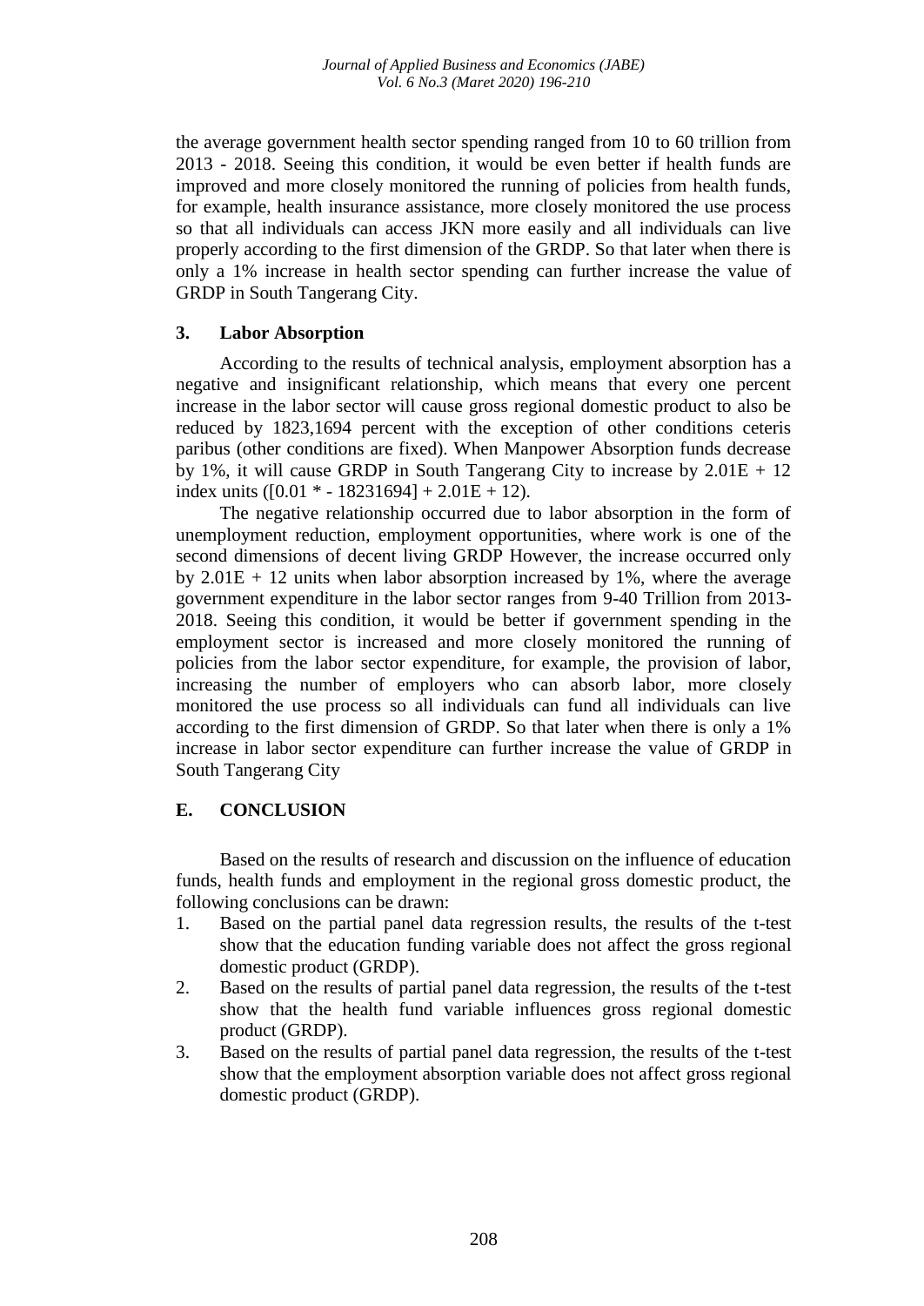the average government health sector spending ranged from 10 to 60 trillion from 2013 - 2018. Seeing this condition, it would be even better if health funds are improved and more closely monitored the running of policies from health funds, for example, health insurance assistance, more closely monitored the use process so that all individuals can access JKN more easily and all individuals can live properly according to the first dimension of the GRDP. So that later when there is only a 1% increase in health sector spending can further increase the value of GRDP in South Tangerang City.

### 3. Labor Absorption

According to the results of technical analysis, employment absorption has a negative and insignificant relationship, which means that every one percent increase in the labor sector will cause gross regional domestic product to also be reduced by 1823,1694 percent with the exception of other conditions ceteris paribus (other conditions are fixed). When Manpower Absorption funds decrease by 1%, it will cause GRDP in South Tangerang City to increase by 2.01E + 12 index units ([0.01 * - 18231694] + 2.01E + 12).

The negative relationship occurred due to labor absorption in the form of unemployment reduction, employment opportunities, where work is one of the second dimensions of decent living GRDP However, the increase occurred only by 2.01E + 12 units when labor absorption increased by 1%, where the average government expenditure in the labor sector ranges from 9-40 Trillion from 2013-2018. Seeing this condition, it would be better if government spending in the employment sector is increased and more closely monitored the running of policies from the labor sector expenditure, for example, the provision of labor, increasing the number of employers who can absorb labor, more closely monitored the use process so all individuals can fund all individuals can live according to the first dimension of GRDP. So that later when there is only a 1% increase in labor sector expenditure can further increase the value of GRDP in South Tangerang City

## E. CONCLUSION

Based on the results of research and discussion on the influence of education funds, health funds and employment in the regional gross domestic product, the following conclusions can be drawn:

1. Based on the partial panel data regression results, the results of the t-test show that the education funding variable does not affect the gross regional domestic product (GRDP).
2. Based on the results of partial panel data regression, the results of the t-test show that the health fund variable influences gross regional domestic product (GRDP).
3. Based on the results of partial panel data regression, the results of the t-test show that the employment absorption variable does not affect gross regional domestic product (GRDP).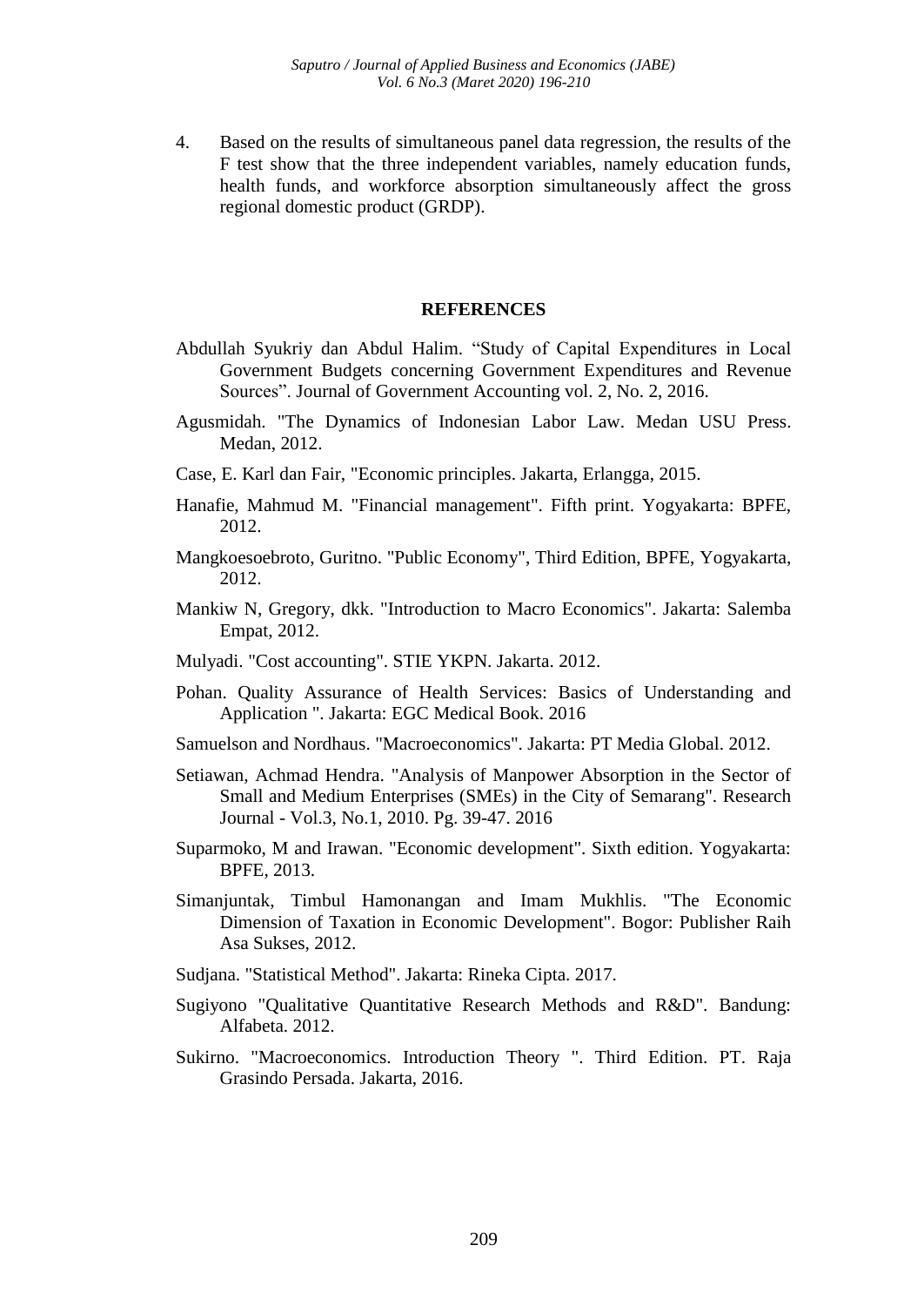4. Based on the results of simultaneous panel data regression, the results of the F test show that the three independent variables, namely education funds, health funds, and workforce absorption simultaneously affect the gross regional domestic product (GRDP).

## REFERENCES

Abdullah Syukriy dan Abdul Halim. "Study of Capital Expenditures in Local Government Budgets concerning Government Expenditures and Revenue Sources". Journal of Government Accounting vol. 2, No. 2, 2016.

Agusmidah. "The Dynamics of Indonesian Labor Law. Medan USU Press. Medan, 2012.

Case, E. Karl dan Fair, "Economic principles. Jakarta, Erlangga, 2015.

Hanafie, Mahmud M. "Financial management". Fifth print. Yogyakarta: BPFE, 2012.

Mangkoesoebroto, Guritno. "Public Economy", Third Edition, BPFE, Yogyakarta, 2012.

Mankiw N, Gregory, dkk. "Introduction to Macro Economics". Jakarta: Salemba Empat, 2012.

Mulyadi. "Cost accounting". STIE YKPN. Jakarta. 2012.

Pohan. Quality Assurance of Health Services: Basics of Understanding and Application ". Jakarta: EGC Medical Book. 2016

Samuelson and Nordhaus. "Macroeconomics". Jakarta: PT Media Global. 2012.

Setiawan, Achmad Hendra. "Analysis of Manpower Absorption in the Sector of Small and Medium Enterprises (SMEs) in the City of Semarang". Research Journal - Vol.3, No.1, 2010. Pg. 39-47. 2016

Suparmoko, M and Irawan. "Economic development". Sixth edition. Yogyakarta: BPFE, 2013.

Simanjuntak, Timbul Hamonangan and Imam Mukhlis. "The Economic Dimension of Taxation in Economic Development". Bogor: Publisher Raih Asa Sukses, 2012.

Sudjana. "Statistical Method". Jakarta: Rineka Cipta. 2017.

Sugiyono "Qualitative Quantitative Research Methods and R&D". Bandung: Alfabeta. 2012.

Sukirno. "Macroeconomics. Introduction Theory ". Third Edition. PT. Raja Grasindo Persada. Jakarta, 2016.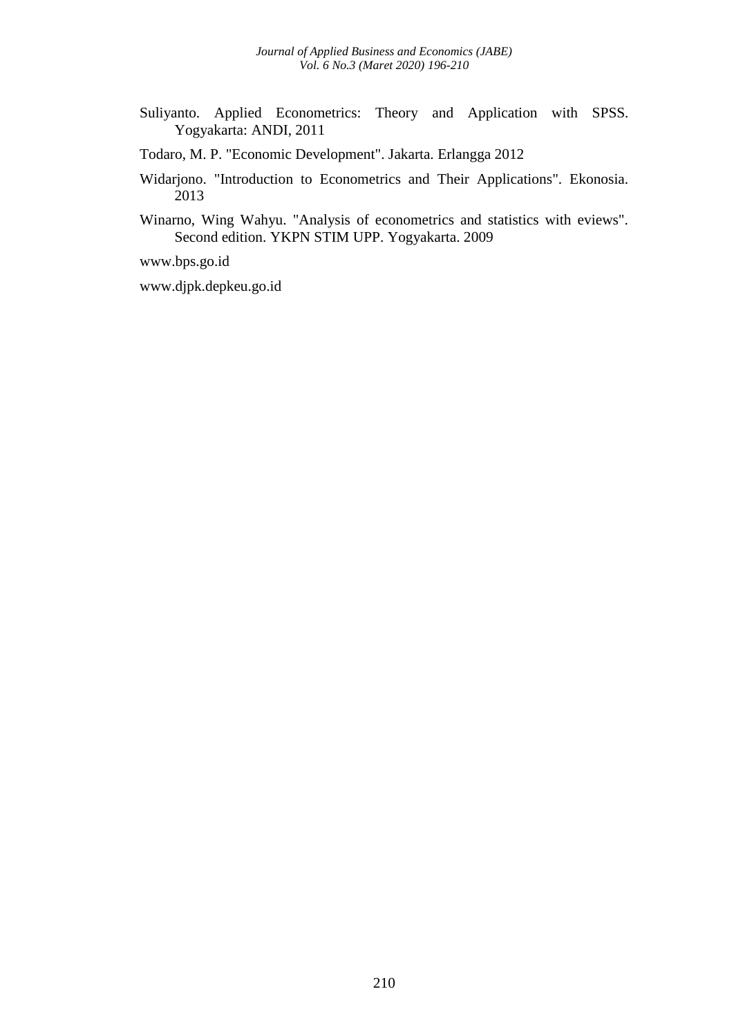Suliyanto. Applied Econometrics: Theory and Application with SPSS. Yogyakarta: ANDI, 2011

Todaro, M. P. "Economic Development". Jakarta. Erlangga 2012

Widarjono. "Introduction to Econometrics and Their Applications". Ekonosia. 2013

Winarno, Wing Wahyu. "Analysis of econometrics and statistics with eviews". Second edition. YKPN STIM UPP. Yogyakarta. 2009

www.bps.go.id

www.djpk.depkeu.go.id